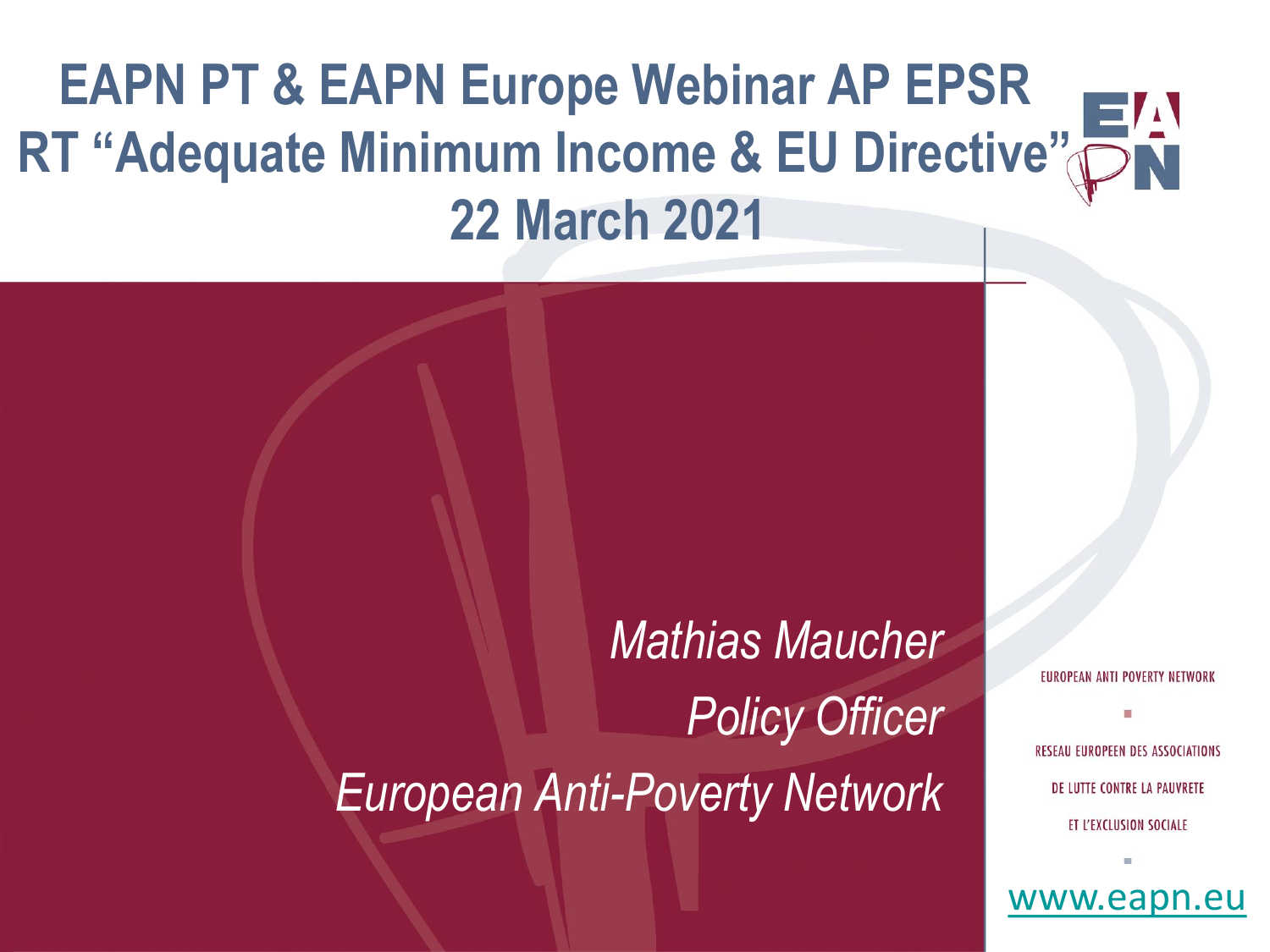# EAPN PT & EAPN Europe Webinar AP EPSR RT "Adequate Minimum Income & EU Directive" 22 March 2021

*Mathias Maucher*

*Policy Officer*

*European Anti-Poverty Network*

EUROPEAN ANTI POVERTY NETWORK

RESEAU EUROPEEN DES ASSOCIATIONS DE LUTTE CONTRE LA PAUVRETE ET L'EXCLUSION SOCIALE

www.eapn.eu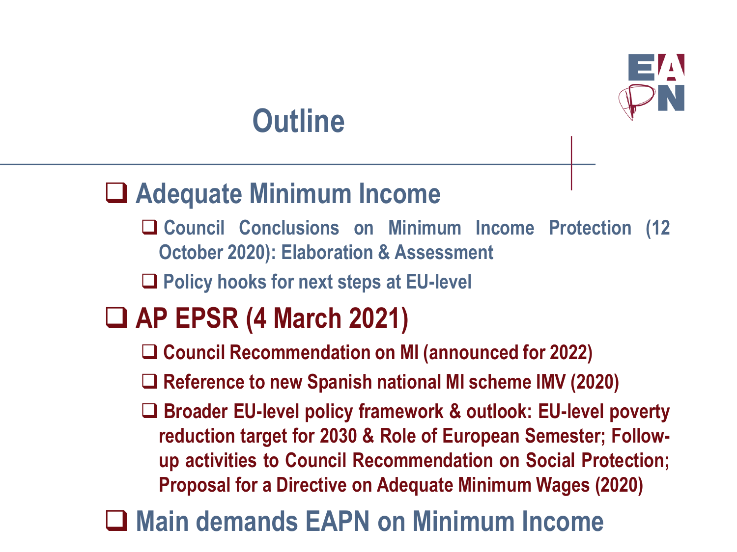# Outline

- **Adequate Minimum Income**
  - **Council Conclusions on Minimum Income Protection (12 October 2020): Elaboration & Assessment**
  - **Policy hooks for next steps at EU-level**
- **AP EPSR (4 March 2021)**
  - **Council Recommendation on MI (announced for 2022)**
  - **Reference to new Spanish national MI scheme IMV (2020)**
  - **Broader EU-level policy framework & outlook: EU-level poverty reduction target for 2030 & Role of European Semester; Follow-up activities to Council Recommendation on Social Protection; Proposal for a Directive on Adequate Minimum Wages (2020)**
- **Main demands EAPN on Minimum Income**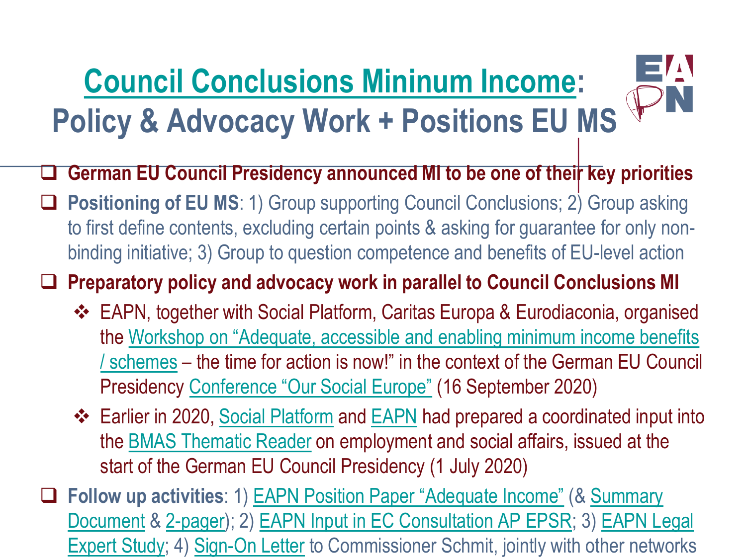# Council Conclusions Mininum Income: Policy & Advocacy Work + Positions EU MS

- **German EU Council Presidency announced MI to be one of their key priorities**
- **Positioning of EU MS**: 1) Group supporting Council Conclusions; 2) Group asking to first define contents, excluding certain points & asking for guarantee for only non-binding initiative; 3) Group to question competence and benefits of EU-level action
- **Preparatory policy and advocacy work in parallel to Council Conclusions MI**
  - EAPN, together with Social Platform, Caritas Europa & Eurodiaconia, organised the Workshop on "Adequate, accessible and enabling minimum income benefits / schemes – the time for action is now!" in the context of the German EU Council Presidency Conference "Our Social Europe" (16 September 2020)
  - Earlier in 2020, Social Platform and EAPN had prepared a coordinated input into the BMAS Thematic Reader on employment and social affairs, issued at the start of the German EU Council Presidency (1 July 2020)
- **Follow up activities**: 1) EAPN Position Paper "Adequate Income" (& Summary Document & 2-pager); 2) EAPN Input in EC Consultation AP EPSR; 3) EAPN Legal Expert Study; 4) Sign-On Letter to Commissioner Schmit, jointly with other networks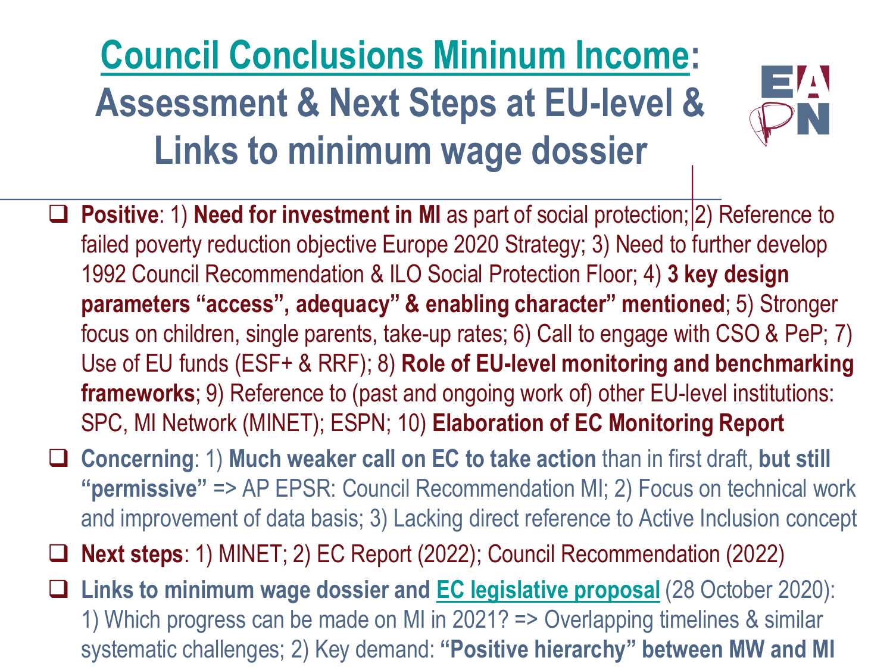# Council Conclusions Mininum Income: Assessment & Next Steps at EU-level & Links to minimum wage dossier

- **Positive**: 1) **Need for investment in MI** as part of social protection; 2) Reference to failed poverty reduction objective Europe 2020 Strategy; 3) Need to further develop 1992 Council Recommendation & ILO Social Protection Floor; 4) **3 key design parameters "access", adequacy" & enabling character" mentioned**; 5) Stronger focus on children, single parents, take-up rates; 6) Call to engage with CSO & PeP; 7) Use of EU funds (ESF+ & RRF); 8) **Role of EU-level monitoring and benchmarking frameworks**; 9) Reference to (past and ongoing work of) other EU-level institutions: SPC, MI Network (MINET); ESPN; 10) **Elaboration of EC Monitoring Report**
- **Concerning**: 1) **Much weaker call on EC to take action** than in first draft, **but still "permissive"** => AP EPSR: Council Recommendation MI; 2) Focus on technical work and improvement of data basis; 3) Lacking direct reference to Active Inclusion concept
- **Next steps**: 1) MINET; 2) EC Report (2022); Council Recommendation (2022)
- **Links to minimum wage dossier and EC legislative proposal** (28 October 2020): 1) Which progress can be made on MI in 2021? => Overlapping timelines & similar systematic challenges; 2) Key demand: **"Positive hierarchy" between MW and MI**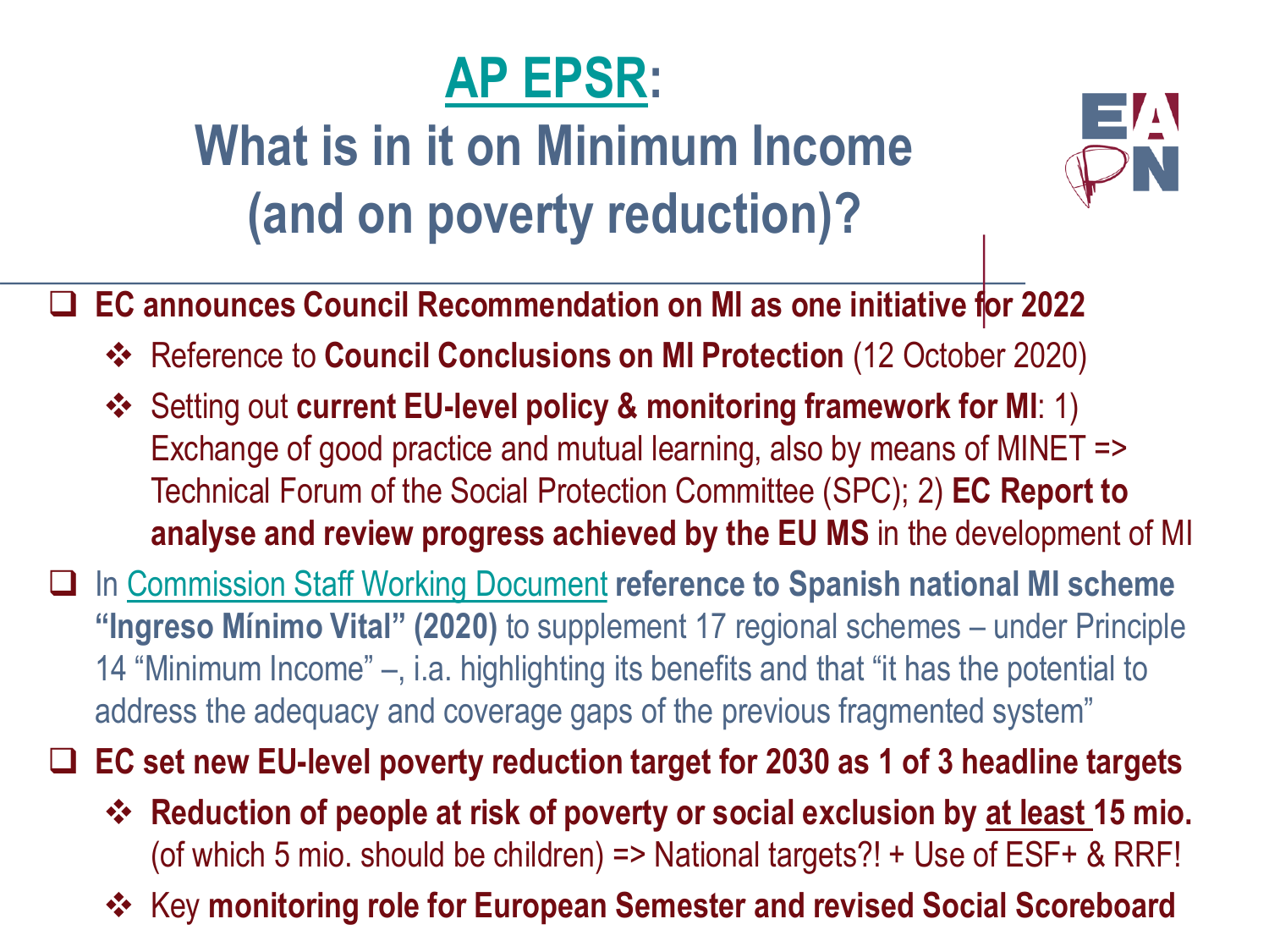# AP EPSR: What is in it on Minimum Income (and on poverty reduction)?

- **EC announces Council Recommendation on MI as one initiative for 2022**
  - Reference to **Council Conclusions on MI Protection** (12 October 2020)
  - Setting out **current EU-level policy & monitoring framework for MI**: 1) Exchange of good practice and mutual learning, also by means of MINET => Technical Forum of the Social Protection Committee (SPC); 2) **EC Report to analyse and review progress achieved by the EU MS** in the development of MI
- In Commission Staff Working Document **reference to Spanish national MI scheme "Ingreso Mínimo Vital" (2020)** to supplement 17 regional schemes – under Principle 14 "Minimum Income" –, i.a. highlighting its benefits and that "it has the potential to address the adequacy and coverage gaps of the previous fragmented system"
- **EC set new EU-level poverty reduction target for 2030 as 1 of 3 headline targets**
  - **Reduction of people at risk of poverty or social exclusion by at least 15 mio.** (of which 5 mio. should be children) => National targets?! + Use of ESF+ & RRF!
  - Key **monitoring role for European Semester and revised Social Scoreboard**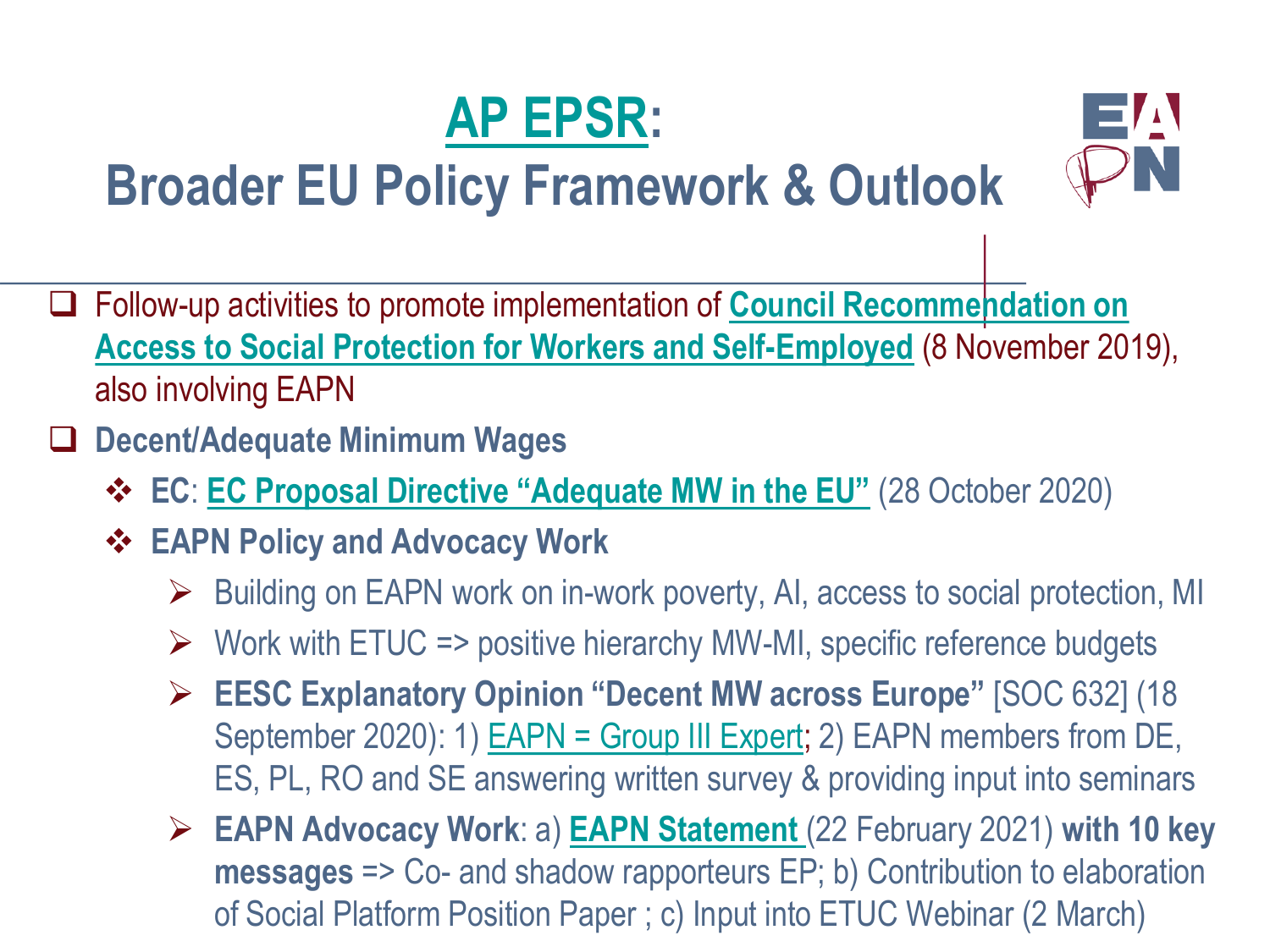# AP EPSR: Broader EU Policy Framework & Outlook

- Follow-up activities to promote implementation of **Council Recommendation on Access to Social Protection for Workers and Self-Employed** (8 November 2019), also involving EAPN
- **Decent/Adequate Minimum Wages**
  - **EC**: **EC Proposal Directive "Adequate MW in the EU"** (28 October 2020)
  - **EAPN Policy and Advocacy Work**
    - Building on EAPN work on in-work poverty, AI, access to social protection, MI
    - Work with ETUC => positive hierarchy MW-MI, specific reference budgets
    - **EESC Explanatory Opinion "Decent MW across Europe"** [SOC 632] (18 September 2020): 1) EAPN = Group III Expert; 2) EAPN members from DE, ES, PL, RO and SE answering written survey & providing input into seminars
    - **EAPN Advocacy Work**: a) **EAPN Statement** (22 February 2021) **with 10 key messages** => Co- and shadow rapporteurs EP; b) Contribution to elaboration of Social Platform Position Paper ; c) Input into ETUC Webinar (2 March)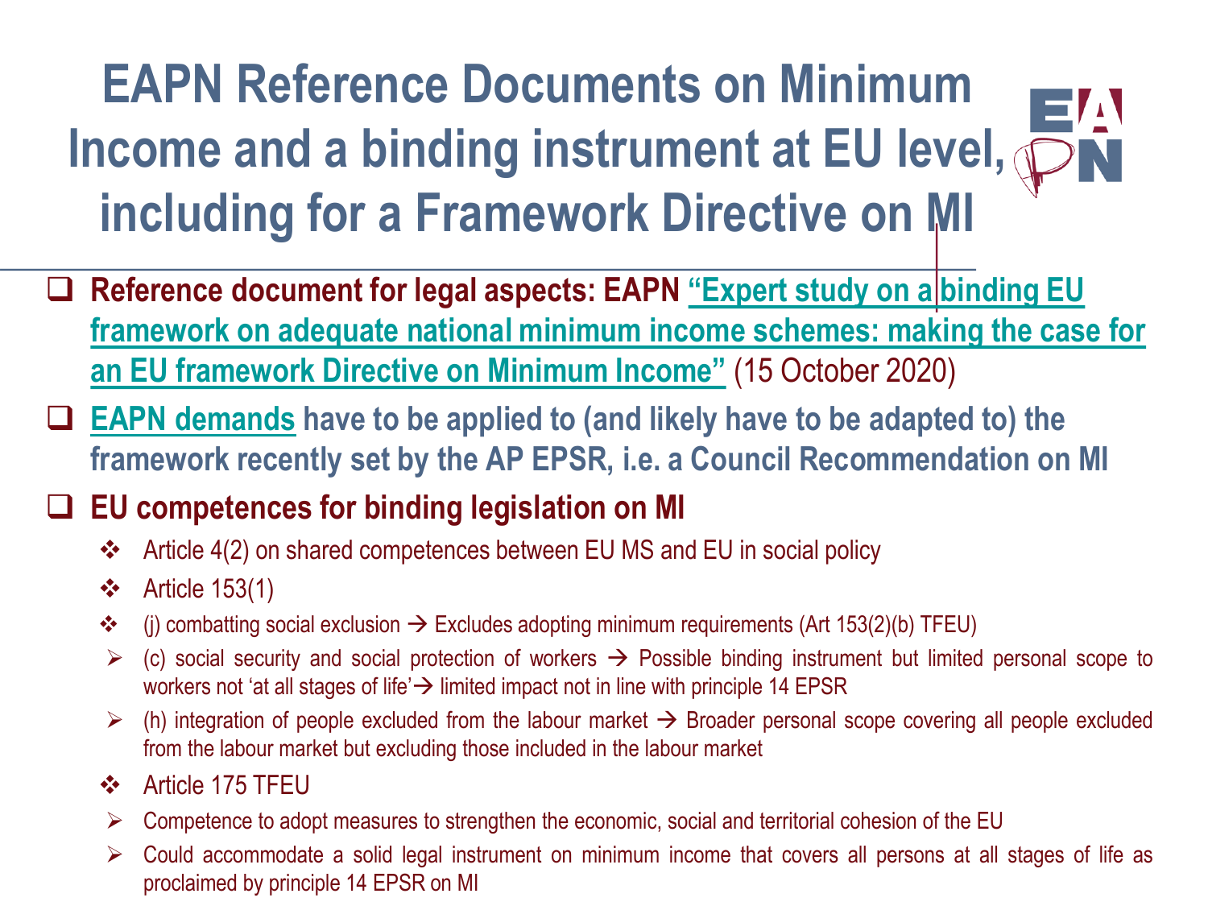# EAPN Reference Documents on Minimum Income and a binding instrument at EU level, including for a Framework Directive on MI

- **Reference document for legal aspects: EAPN "Expert study on a binding EU framework on adequate national minimum income schemes: making the case for an EU framework Directive on Minimum Income"** (15 October 2020)
- **EAPN demands have to be applied to (and likely have to be adapted to) the framework recently set by the AP EPSR, i.e. a Council Recommendation on MI**
- **EU competences for binding legislation on MI**
  - Article 4(2) on shared competences between EU MS and EU in social policy
  - Article 153(1)
  - (j) combatting social exclusion → Excludes adopting minimum requirements (Art 153(2)(b) TFEU)
    - (c) social security and social protection of workers → Possible binding instrument but limited personal scope to workers not 'at all stages of life'→ limited impact not in line with principle 14 EPSR
    - (h) integration of people excluded from the labour market → Broader personal scope covering all people excluded from the labour market but excluding those included in the labour market
  - Article 175 TFEU
    - Competence to adopt measures to strengthen the economic, social and territorial cohesion of the EU
    - Could accommodate a solid legal instrument on minimum income that covers all persons at all stages of life as proclaimed by principle 14 EPSR on MI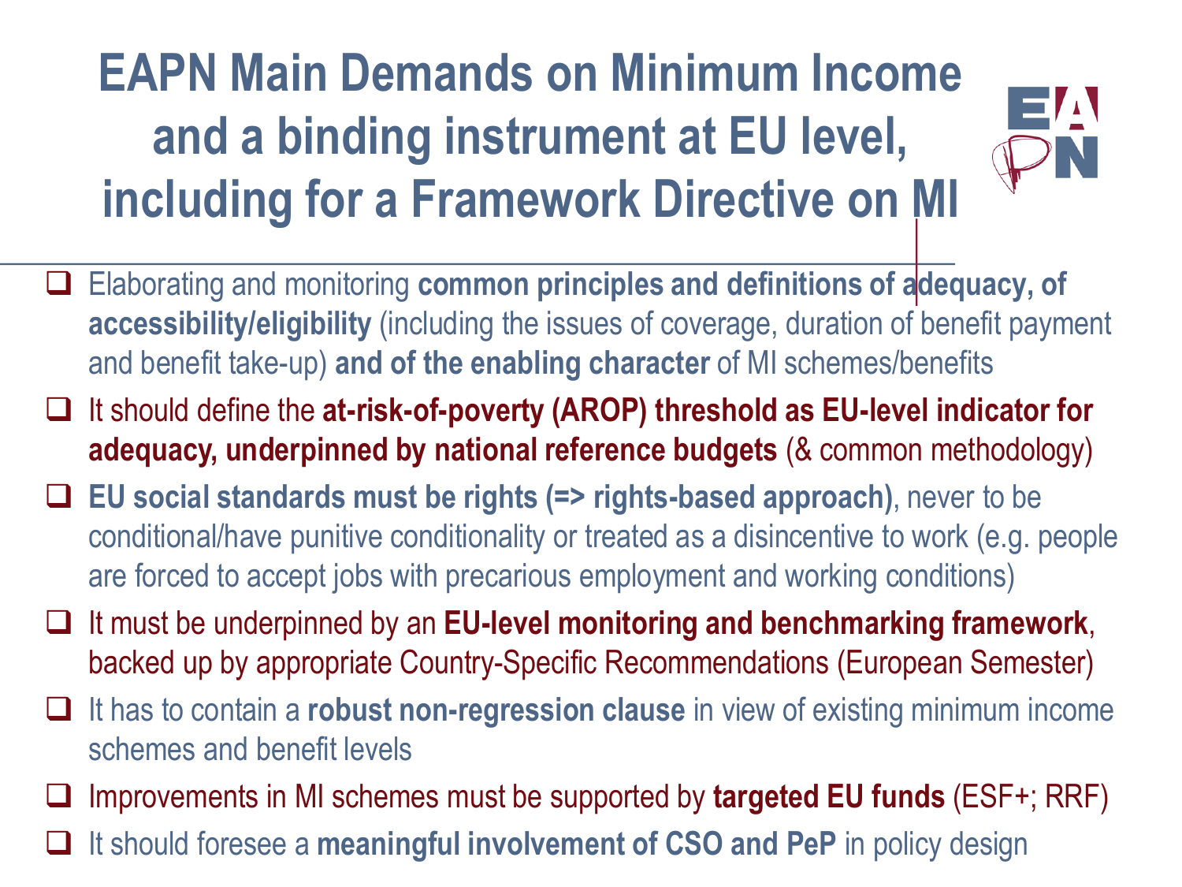# EAPN Main Demands on Minimum Income and a binding instrument at EU level, including for a Framework Directive on MI

- Elaborating and monitoring **common principles and definitions of adequacy, of accessibility/eligibility** (including the issues of coverage, duration of benefit payment and benefit take-up) **and of the enabling character** of MI schemes/benefits
- It should define the **at-risk-of-poverty (AROP) threshold as EU-level indicator for adequacy, underpinned by national reference budgets** (& common methodology)
- **EU social standards must be rights (=> rights-based approach)**, never to be conditional/have punitive conditionality or treated as a disincentive to work (e.g. people are forced to accept jobs with precarious employment and working conditions)
- It must be underpinned by an **EU-level monitoring and benchmarking framework**, backed up by appropriate Country-Specific Recommendations (European Semester)
- It has to contain a **robust non-regression clause** in view of existing minimum income schemes and benefit levels
- Improvements in MI schemes must be supported by **targeted EU funds** (ESF+; RRF)
- It should foresee a **meaningful involvement of CSO and PeP** in policy design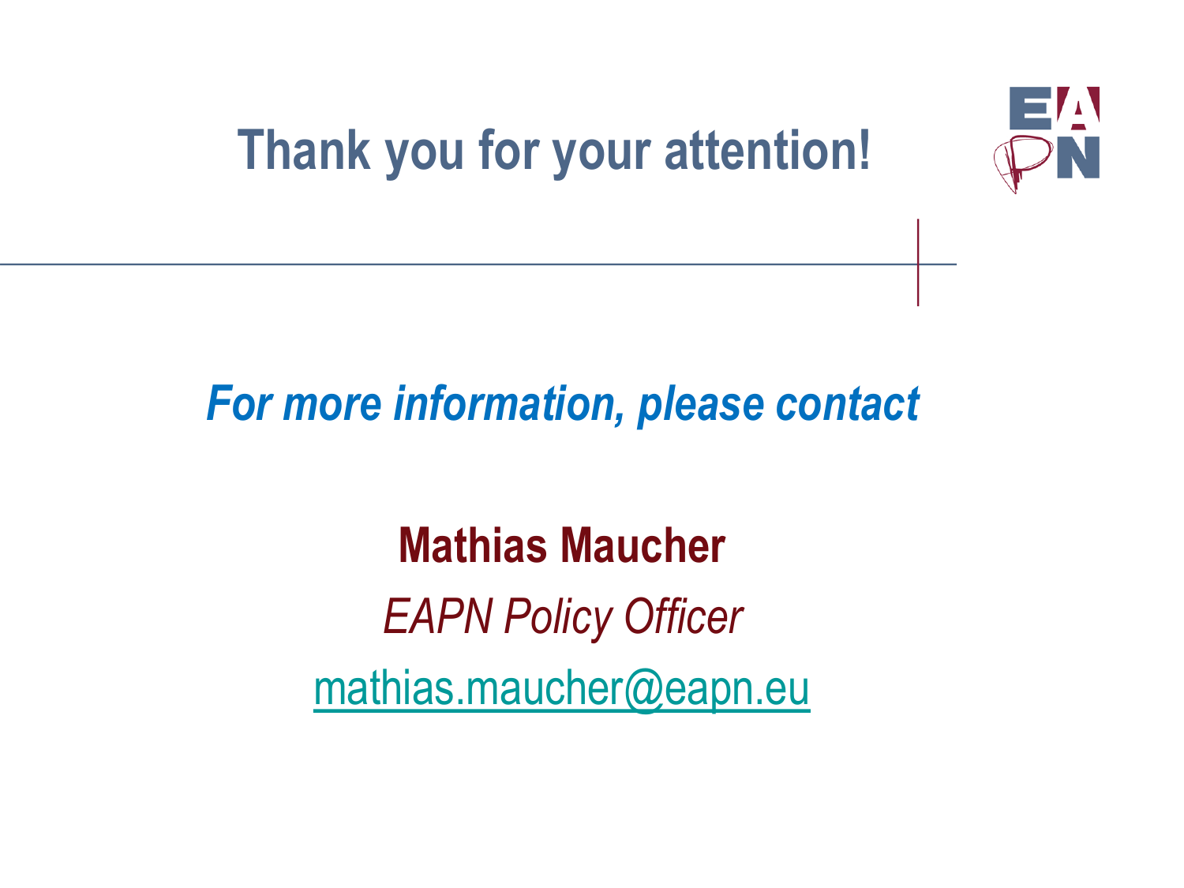# Thank you for your attention!

***For more information, please contact***

**Mathias Maucher**

*EAPN Policy Officer*

mathias.maucher@eapn.eu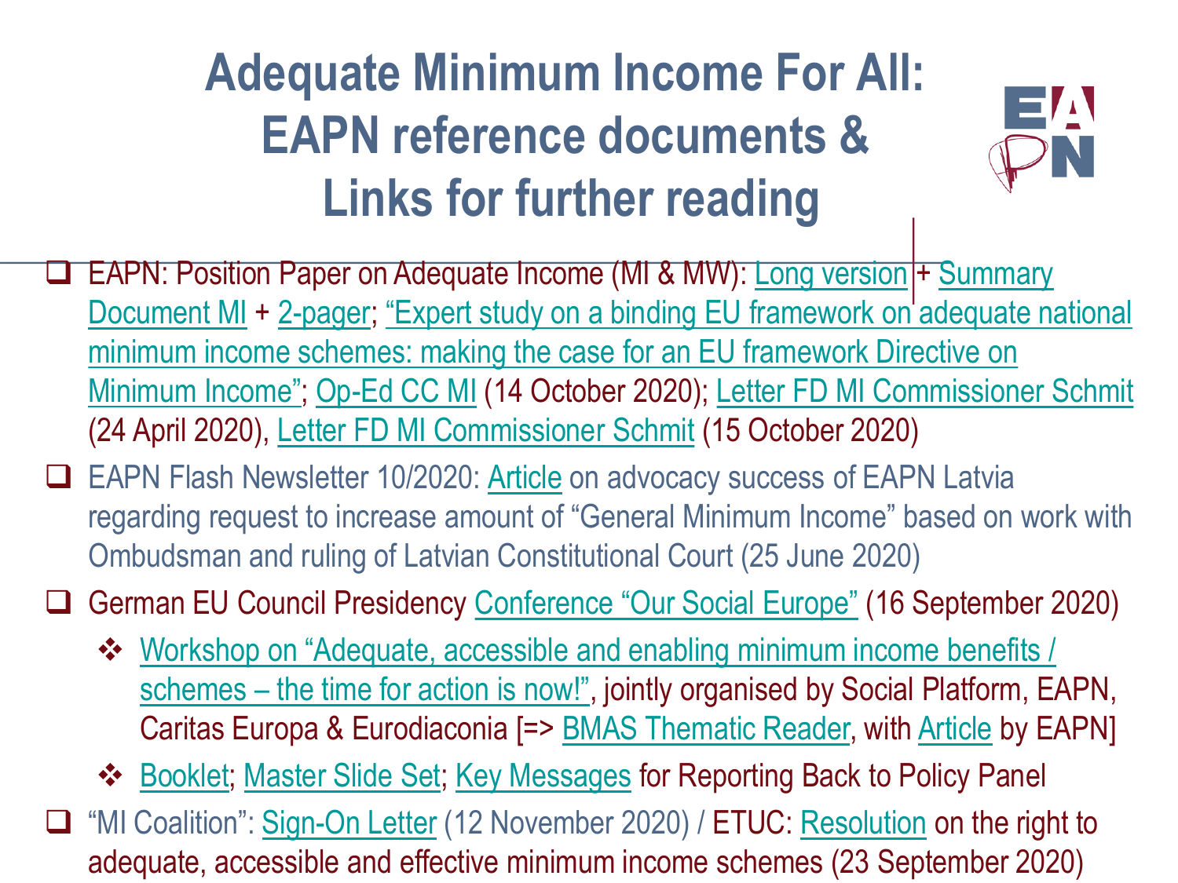# Adequate Minimum Income For All: EAPN reference documents & Links for further reading

- EAPN: Position Paper on Adequate Income (MI & MW): Long version + Summary Document MI + 2-pager; "Expert study on a binding EU framework on adequate national minimum income schemes: making the case for an EU framework Directive on Minimum Income"; Op-Ed CC MI (14 October 2020); Letter FD MI Commissioner Schmit (24 April 2020), Letter FD MI Commissioner Schmit (15 October 2020)
- EAPN Flash Newsletter 10/2020: Article on advocacy success of EAPN Latvia regarding request to increase amount of "General Minimum Income" based on work with Ombudsman and ruling of Latvian Constitutional Court (25 June 2020)
- German EU Council Presidency Conference "Our Social Europe" (16 September 2020)
  - Workshop on "Adequate, accessible and enabling minimum income benefits / schemes – the time for action is now!", jointly organised by Social Platform, EAPN, Caritas Europa & Eurodiaconia [=> BMAS Thematic Reader, with Article by EAPN]
  - Booklet; Master Slide Set; Key Messages for Reporting Back to Policy Panel
- "MI Coalition": Sign-On Letter (12 November 2020) / ETUC: Resolution on the right to adequate, accessible and effective minimum income schemes (23 September 2020)